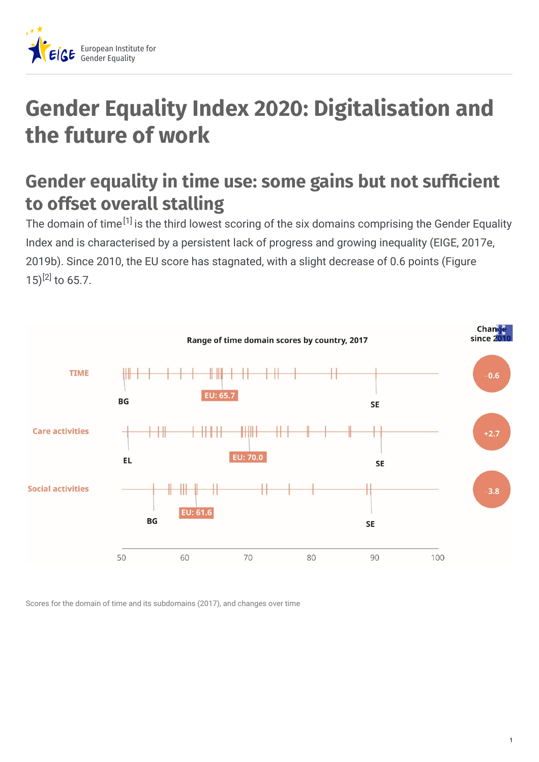# Gender Equality Index 2020: Digitalisation and the future of work

## Gender equality in time use: some gains but not sufficient to offset overall stalling

The domain of time[1] is the third lowest scoring of the six domains comprising the Gender Equality Index and is characterised by a persistent lack of progress and growing inequality (EIGE, 2017e, 2019b). Since 2010, the EU score has stagnated, with a slight decrease of 0.6 points (Figure 15)[2] to 65.7.

Range of time domain scores by country, 2017

| | Lowest | EU | Highest | Change since 2010 |
|---|---|---|---|---|
| TIME | BG | EU: 65.7 | SE | -0.6 |
| Care activities | EL | EU: 70.0 | SE | +2.7 |
| Social activities | BG | EU: 61.6 | SE | -3.8 |

Scores for the domain of time and its subdomains (2017), and changes over time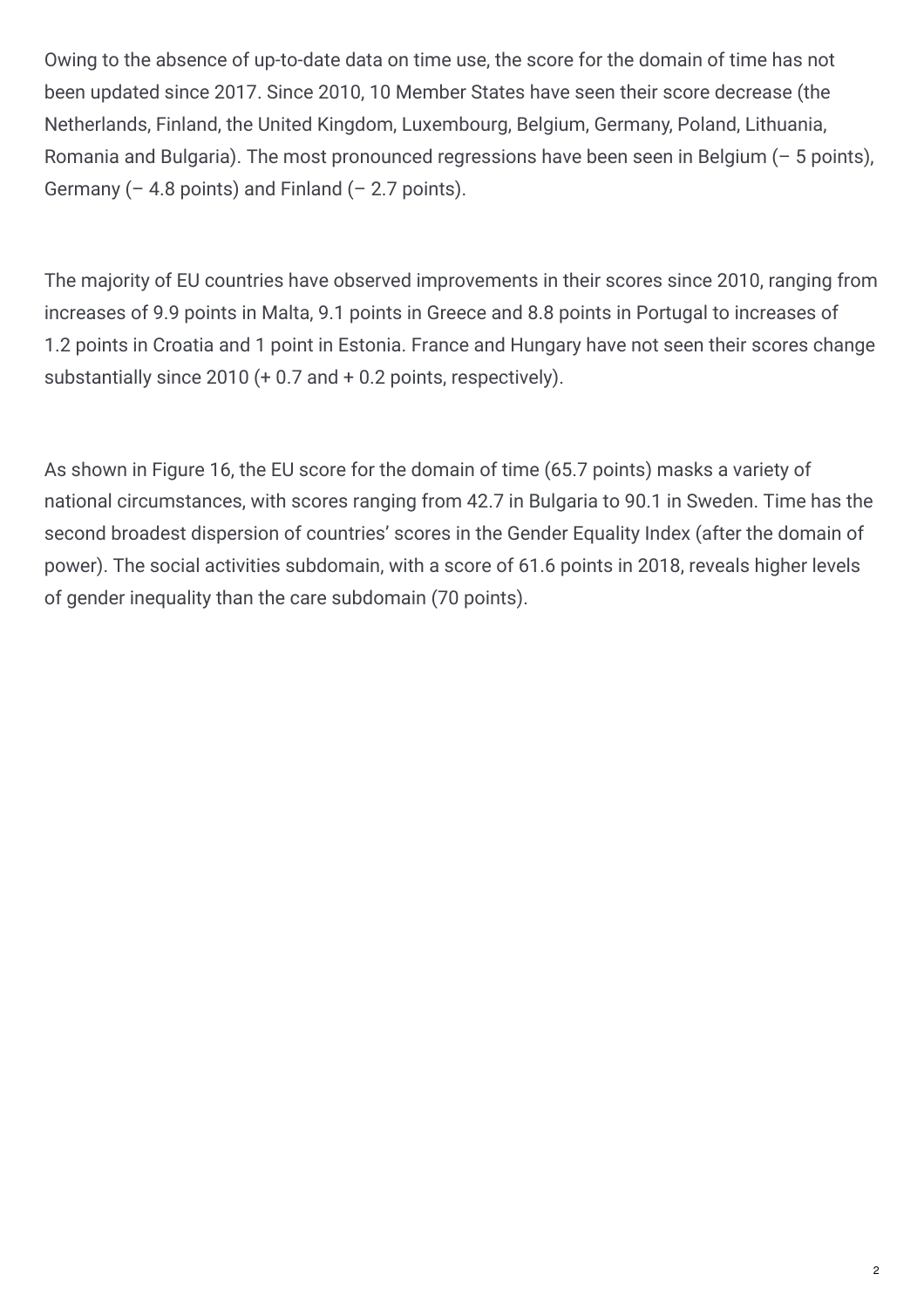Owing to the absence of up-to-date data on time use, the score for the domain of time has not been updated since 2017. Since 2010, 10 Member States have seen their score decrease (the Netherlands, Finland, the United Kingdom, Luxembourg, Belgium, Germany, Poland, Lithuania, Romania and Bulgaria). The most pronounced regressions have been seen in Belgium (– 5 points), Germany (– 4.8 points) and Finland (– 2.7 points).

The majority of EU countries have observed improvements in their scores since 2010, ranging from increases of 9.9 points in Malta, 9.1 points in Greece and 8.8 points in Portugal to increases of 1.2 points in Croatia and 1 point in Estonia. France and Hungary have not seen their scores change substantially since 2010 (+ 0.7 and + 0.2 points, respectively).

As shown in Figure 16, the EU score for the domain of time (65.7 points) masks a variety of national circumstances, with scores ranging from 42.7 in Bulgaria to 90.1 in Sweden. Time has the second broadest dispersion of countries' scores in the Gender Equality Index (after the domain of power). The social activities subdomain, with a score of 61.6 points in 2018, reveals higher levels of gender inequality than the care subdomain (70 points).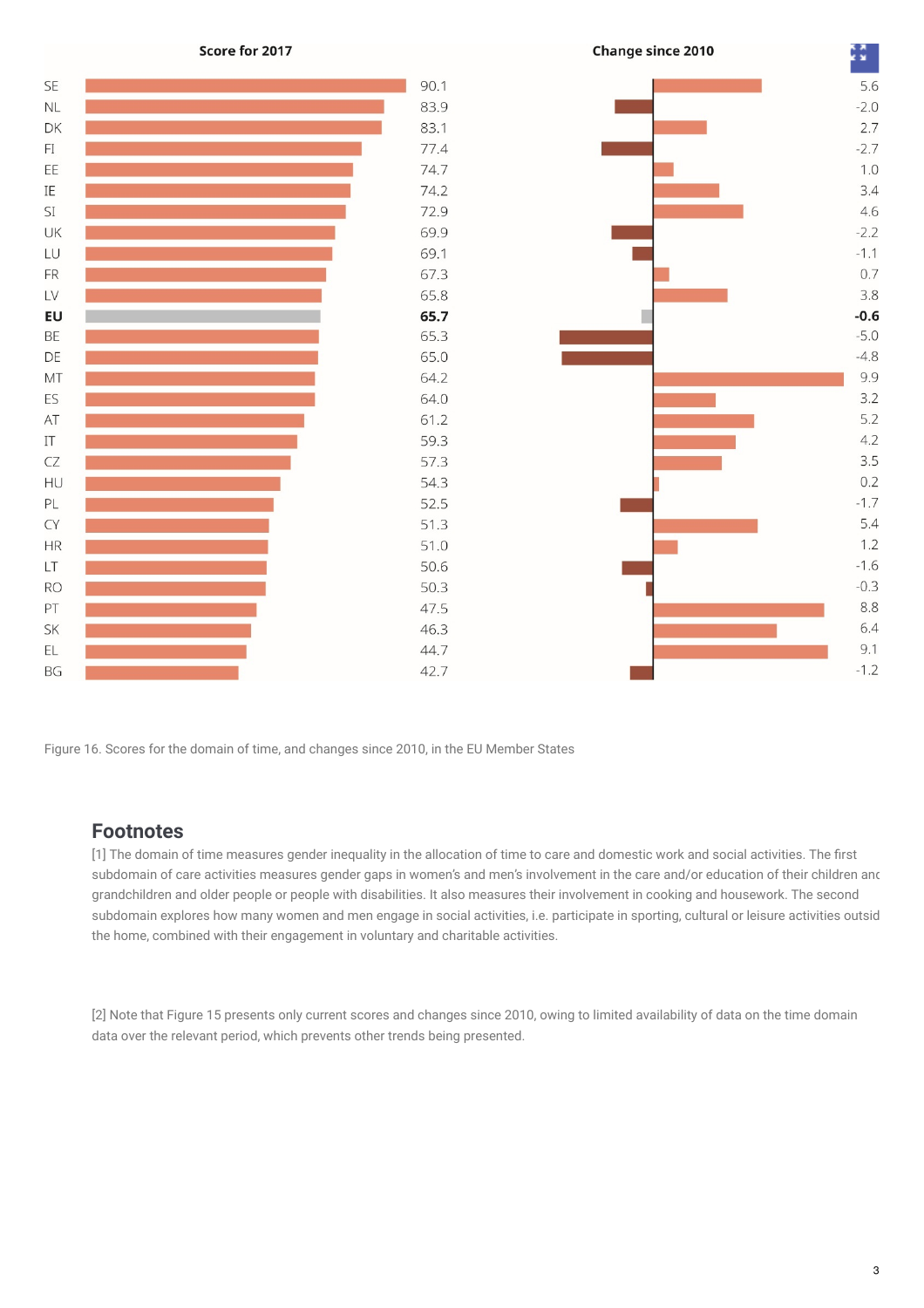Score for 2017

Change since 2010

SE 90.1 5.6
NL 83.9 -2.0
DK 83.1 2.7
FI 77.4 -2.7
EE 74.7 1.0
IE 74.2 3.4
SI 72.9 4.6
UK 69.9 -2.2
LU 69.1 -1.1
FR 67.3 0.7
LV 65.8 3.8
**EU 65.7 -0.6**
BE 65.3 -5.0
DE 65.0 -4.8
MT 64.2 9.9
ES 64.0 3.2
AT 61.2 5.2
IT 59.3 4.2
CZ 57.3 3.5
HU 54.3 0.2
PL 52.5 -1.7
CY 51.3 5.4
HR 51.0 1.2
LT 50.6 -1.6
RO 50.3 -0.3
PT 47.5 8.8
SK 46.3 6.4
EL 44.7 9.1
BG 42.7 -1.2

Figure 16. Scores for the domain of time, and changes since 2010, in the EU Member States

## Footnotes

[1] The domain of time measures gender inequality in the allocation of time to care and domestic work and social activities. The first subdomain of care activities measures gender gaps in women's and men's involvement in the care and/or education of their children and grandchildren and older people or people with disabilities. It also measures their involvement in cooking and housework. The second subdomain explores how many women and men engage in social activities, i.e. participate in sporting, cultural or leisure activities outside the home, combined with their engagement in voluntary and charitable activities.

[2] Note that Figure 15 presents only current scores and changes since 2010, owing to limited availability of data on the time domain data over the relevant period, which prevents other trends being presented.